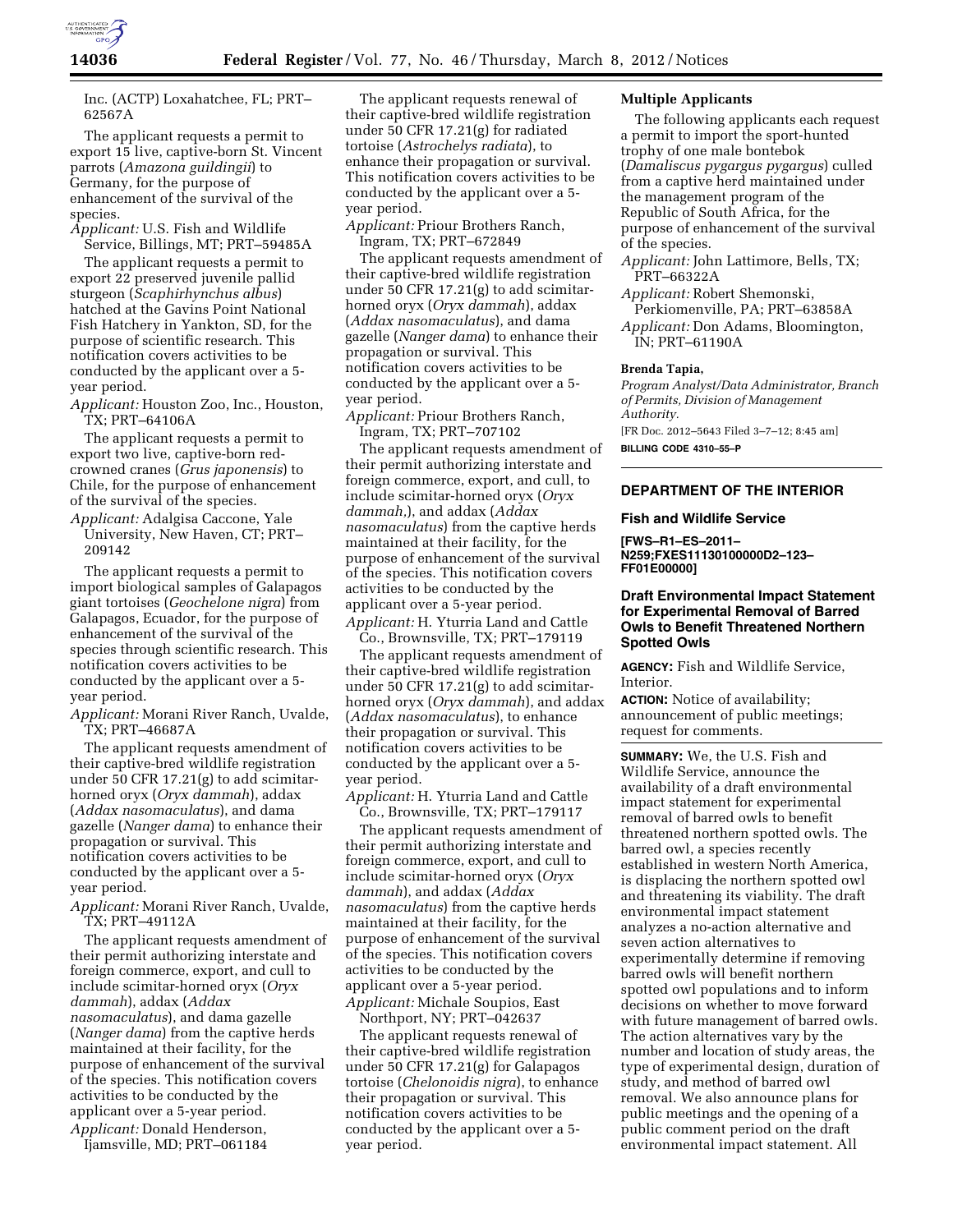Inc. (ACTP) Loxahatchee, FL; PRT–62567A

The applicant requests a permit to export 15 live, captive-born St. Vincent parrots (*Amazona guildingii*) to Germany, for the purpose of enhancement of the survival of the species.

*Applicant:* U.S. Fish and Wildlife Service, Billings, MT; PRT–59485A

The applicant requests a permit to export 22 preserved juvenile pallid sturgeon (*Scaphirhynchus albus*) hatched at the Gavins Point National Fish Hatchery in Yankton, SD, for the purpose of scientific research. This notification covers activities to be conducted by the applicant over a 5-year period.

*Applicant:* Houston Zoo, Inc., Houston, TX; PRT–64106A

The applicant requests a permit to export two live, captive-born red-crowned cranes (*Grus japonensis*) to Chile, for the purpose of enhancement of the survival of the species.

*Applicant:* Adalgisa Caccone, Yale University, New Haven, CT; PRT–209142

The applicant requests a permit to import biological samples of Galapagos giant tortoises (*Geochelone nigra*) from Galapagos, Ecuador, for the purpose of enhancement of the survival of the species through scientific research. This notification covers activities to be conducted by the applicant over a 5-year period.

*Applicant:* Morani River Ranch, Uvalde, TX; PRT–46687A

The applicant requests amendment of their captive-bred wildlife registration under 50 CFR 17.21(g) to add scimitar-horned oryx (*Oryx dammah*), addax (*Addax nasomaculatus*), and dama gazelle (*Nanger dama*) to enhance their propagation or survival. This notification covers activities to be conducted by the applicant over a 5-year period.

*Applicant:* Morani River Ranch, Uvalde, TX; PRT–49112A

The applicant requests amendment of their permit authorizing interstate and foreign commerce, export, and cull to include scimitar-horned oryx (*Oryx dammah*), addax (*Addax nasomaculatus*), and dama gazelle (*Nanger dama*) from the captive herds maintained at their facility, for the purpose of enhancement of the survival of the species. This notification covers activities to be conducted by the applicant over a 5-year period.

*Applicant:* Donald Henderson, Ijamsville, MD; PRT–061184

The applicant requests renewal of their captive-bred wildlife registration under 50 CFR 17.21(g) for radiated tortoise (*Astrochelys radiata*), to enhance their propagation or survival. This notification covers activities to be conducted by the applicant over a 5-year period.

*Applicant:* Priour Brothers Ranch, Ingram, TX; PRT–672849

The applicant requests amendment of their captive-bred wildlife registration under 50 CFR 17.21(g) to add scimitar-horned oryx (*Oryx dammah*), addax (*Addax nasomaculatus*), and dama gazelle (*Nanger dama*) to enhance their propagation or survival. This notification covers activities to be conducted by the applicant over a 5-year period.

*Applicant:* Priour Brothers Ranch, Ingram, TX; PRT–707102

The applicant requests amendment of their permit authorizing interstate and foreign commerce, export, and cull, to include scimitar-horned oryx (*Oryx dammah,*), and addax (*Addax nasomaculatus*) from the captive herds maintained at their facility, for the purpose of enhancement of the survival of the species. This notification covers activities to be conducted by the applicant over a 5-year period.

*Applicant:* H. Yturria Land and Cattle Co., Brownsville, TX; PRT–179119

The applicant requests amendment of their captive-bred wildlife registration under 50 CFR 17.21(g) to add scimitar-horned oryx (*Oryx dammah*), and addax (*Addax nasomaculatus*), to enhance their propagation or survival. This notification covers activities to be conducted by the applicant over a 5-year period.

*Applicant:* H. Yturria Land and Cattle Co., Brownsville, TX; PRT–179117

The applicant requests amendment of their permit authorizing interstate and foreign commerce, export, and cull to include scimitar-horned oryx (*Oryx dammah*), and addax (*Addax nasomaculatus*) from the captive herds maintained at their facility, for the purpose of enhancement of the survival of the species. This notification covers activities to be conducted by the applicant over a 5-year period.

*Applicant:* Michale Soupios, East Northport, NY; PRT–042637

The applicant requests renewal of their captive-bred wildlife registration under 50 CFR 17.21(g) for Galapagos tortoise (*Chelonoidis nigra*), to enhance their propagation or survival. This notification covers activities to be conducted by the applicant over a 5-year period.

**Multiple Applicants**

The following applicants each request a permit to import the sport-hunted trophy of one male bontebok (*Damaliscus pygargus pygargus*) culled from a captive herd maintained under the management program of the Republic of South Africa, for the purpose of enhancement of the survival of the species.

*Applicant:* John Lattimore, Bells, TX; PRT–66322A

*Applicant:* Robert Shemonski, Perkiomenville, PA; PRT–63858A

*Applicant:* Don Adams, Bloomington, IN; PRT–61190A

**Brenda Tapia,**

*Program Analyst/Data Administrator, Branch of Permits, Division of Management Authority.*

[FR Doc. 2012–5643 Filed 3–7–12; 8:45 am]

**BILLING CODE 4310–55–P**

## DEPARTMENT OF THE INTERIOR

### Fish and Wildlife Service

**[FWS–R1–ES–2011–N259;FXES11130100000D2–123–FF01E00000]**

### Draft Environmental Impact Statement for Experimental Removal of Barred Owls to Benefit Threatened Northern Spotted Owls

**AGENCY:** Fish and Wildlife Service, Interior.

**ACTION:** Notice of availability; announcement of public meetings; request for comments.

**SUMMARY:** We, the U.S. Fish and Wildlife Service, announce the availability of a draft environmental impact statement for experimental removal of barred owls to benefit threatened northern spotted owls. The barred owl, a species recently established in western North America, is displacing the northern spotted owl and threatening its viability. The draft environmental impact statement analyzes a no-action alternative and seven action alternatives to experimentally determine if removing barred owls will benefit northern spotted owl populations and to inform decisions on whether to move forward with future management of barred owls. The action alternatives vary by the number and location of study areas, the type of experimental design, duration of study, and method of barred owl removal. We also announce plans for public meetings and the opening of a public comment period on the draft environmental impact statement. All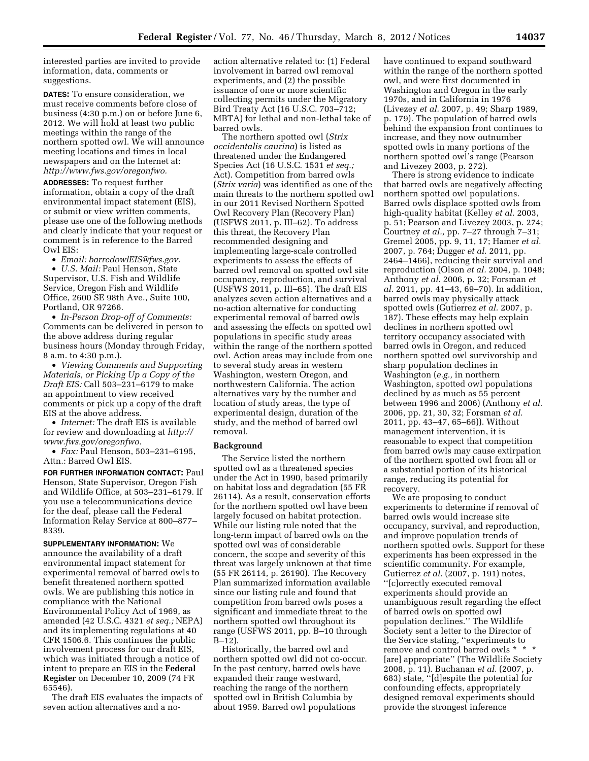interested parties are invited to provide information, data, comments or suggestions.

**DATES:** To ensure consideration, we must receive comments before close of business (4:30 p.m.) on or before June 6, 2012. We will hold at least two public meetings within the range of the northern spotted owl. We will announce meeting locations and times in local newspapers and on the Internet at: *http://www.fws.gov/oregonfwo.*

**ADDRESSES:** To request further information, obtain a copy of the draft environmental impact statement (EIS), or submit or view written comments, please use one of the following methods and clearly indicate that your request or comment is in reference to the Barred Owl EIS:

- *Email: barredowlEIS@fws.gov.*
- *U.S. Mail:* Paul Henson, State Supervisor, U.S. Fish and Wildlife Service, Oregon Fish and Wildlife Office, 2600 SE 98th Ave., Suite 100, Portland, OR 97266.
- *In-Person Drop-off of Comments:* Comments can be delivered in person to the above address during regular business hours (Monday through Friday, 8 a.m. to 4:30 p.m.).
- *Viewing Comments and Supporting Materials, or Picking Up a Copy of the Draft EIS:* Call 503–231–6179 to make an appointment to view received comments or pick up a copy of the draft EIS at the above address.
- *Internet:* The draft EIS is available for review and downloading at *http://www.fws.gov/oregonfwo.*
- *Fax:* Paul Henson, 503–231–6195, Attn.: Barred Owl EIS.

**FOR FURTHER INFORMATION CONTACT:** Paul Henson, State Supervisor, Oregon Fish and Wildlife Office, at 503–231–6179. If you use a telecommunications device for the deaf, please call the Federal Information Relay Service at 800–877–8339.

**SUPPLEMENTARY INFORMATION:** We announce the availability of a draft environmental impact statement for experimental removal of barred owls to benefit threatened northern spotted owls. We are publishing this notice in compliance with the National Environmental Policy Act of 1969, as amended (42 U.S.C. 4321 *et seq.;* NEPA) and its implementing regulations at 40 CFR 1506.6. This continues the public involvement process for our draft EIS, which was initiated through a notice of intent to prepare an EIS in the **Federal Register** on December 10, 2009 (74 FR 65546).

The draft EIS evaluates the impacts of seven action alternatives and a no-action alternative related to: (1) Federal involvement in barred owl removal experiments, and (2) the possible issuance of one or more scientific collecting permits under the Migratory Bird Treaty Act (16 U.S.C. 703–712; MBTA) for lethal and non-lethal take of barred owls.

The northern spotted owl (*Strix occidentalis caurina*) is listed as threatened under the Endangered Species Act (16 U.S.C. 1531 *et seq.;* Act). Competition from barred owls (*Strix varia*) was identified as one of the main threats to the northern spotted owl in our 2011 Revised Northern Spotted Owl Recovery Plan (Recovery Plan) (USFWS 2011, p. III–62). To address this threat, the Recovery Plan recommended designing and implementing large-scale controlled experiments to assess the effects of barred owl removal on spotted owl site occupancy, reproduction, and survival (USFWS 2011, p. III–65). The draft EIS analyzes seven action alternatives and a no-action alternative for conducting experimental removal of barred owls and assessing the effects on spotted owl populations in specific study areas within the range of the northern spotted owl. Action areas may include from one to several study areas in western Washington, western Oregon, and northwestern California. The action alternatives vary by the number and location of study areas, the type of experimental design, duration of the study, and the method of barred owl removal.

## Background

The Service listed the northern spotted owl as a threatened species under the Act in 1990, based primarily on habitat loss and degradation (55 FR 26114). As a result, conservation efforts for the northern spotted owl have been largely focused on habitat protection. While our listing rule noted that the long-term impact of barred owls on the spotted owl was of considerable concern, the scope and severity of this threat was largely unknown at that time (55 FR 26114, p. 26190). The Recovery Plan summarized information available since our listing rule and found that competition from barred owls poses a significant and immediate threat to the northern spotted owl throughout its range (USFWS 2011, pp. B–10 through B–12).

Historically, the barred owl and northern spotted owl did not co-occur. In the past century, barred owls have expanded their range westward, reaching the range of the northern spotted owl in British Columbia by about 1959. Barred owl populations have continued to expand southward within the range of the northern spotted owl, and were first documented in Washington and Oregon in the early 1970s, and in California in 1976 (Livezey *et al.* 2007, p. 49; Sharp 1989, p. 179). The population of barred owls behind the expansion front continues to increase, and they now outnumber spotted owls in many portions of the northern spotted owl's range (Pearson and Livezey 2003, p. 272).

There is strong evidence to indicate that barred owls are negatively affecting northern spotted owl populations. Barred owls displace spotted owls from high-quality habitat (Kelley *et al.* 2003, p. 51; Pearson and Livezey 2003, p. 274; Courtney *et al.,* pp. 7–27 through 7–31; Gremel 2005, pp. 9, 11, 17; Hamer *et al.* 2007, p. 764; Dugger *et al.* 2011, pp. 2464–1466), reducing their survival and reproduction (Olson *et al.* 2004, p. 1048; Anthony *et al.* 2006, p. 32; Forsman *et al.* 2011, pp. 41–43, 69–70). In addition, barred owls may physically attack spotted owls (Gutierrez *et al.* 2007, p. 187). These effects may help explain declines in northern spotted owl territory occupancy associated with barred owls in Oregon, and reduced northern spotted owl survivorship and sharp population declines in Washington (*e.g.,* in northern Washington, spotted owl populations declined by as much as 55 percent between 1996 and 2006) (Anthony *et al.* 2006, pp. 21, 30, 32; Forsman *et al.* 2011, pp. 43–47, 65–66)). Without management intervention, it is reasonable to expect that competition from barred owls may cause extirpation of the northern spotted owl from all or a substantial portion of its historical range, reducing its potential for recovery.

We are proposing to conduct experiments to determine if removal of barred owls would increase site occupancy, survival, and reproduction, and improve population trends of northern spotted owls. Support for these experiments has been expressed in the scientific community. For example, Gutierrez *et al.* (2007, p. 191) notes, ''[c]orrectly executed removal experiments should provide an unambiguous result regarding the effect of barred owls on spotted owl population declines.'' The Wildlife Society sent a letter to the Director of the Service stating, ''experiments to remove and control barred owls * * * [are] appropriate'' (The Wildlife Society 2008, p. 11). Buchanan *et al.* (2007, p. 683) state, ''[d]espite the potential for confounding effects, appropriately designed removal experiments should provide the strongest inference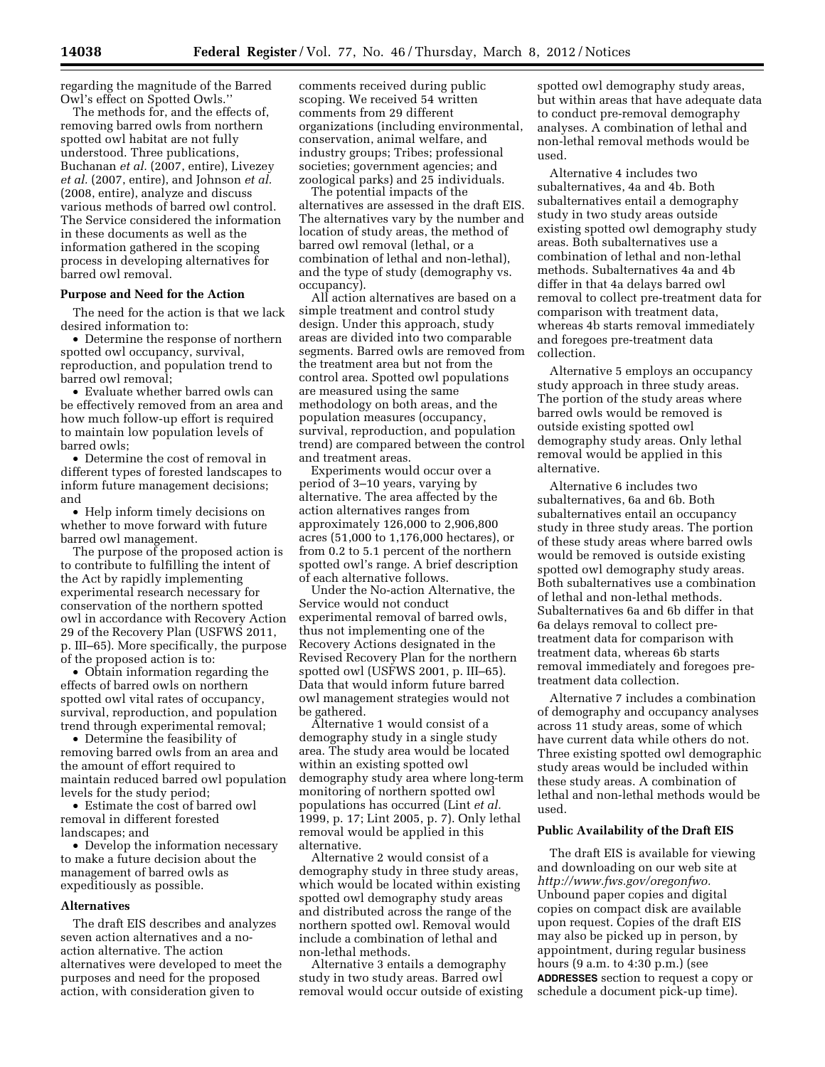regarding the magnitude of the Barred Owl's effect on Spotted Owls.''

The methods for, and the effects of, removing barred owls from northern spotted owl habitat are not fully understood. Three publications, Buchanan *et al.* (2007, entire), Livezey *et al.* (2007, entire), and Johnson *et al.* (2008, entire), analyze and discuss various methods of barred owl control. The Service considered the information in these documents as well as the information gathered in the scoping process in developing alternatives for barred owl removal.

**Purpose and Need for the Action**

The need for the action is that we lack desired information to:

- Determine the response of northern spotted owl occupancy, survival, reproduction, and population trend to barred owl removal;
- Evaluate whether barred owls can be effectively removed from an area and how much follow-up effort is required to maintain low population levels of barred owls;
- Determine the cost of removal in different types of forested landscapes to inform future management decisions; and
- Help inform timely decisions on whether to move forward with future barred owl management.

The purpose of the proposed action is to contribute to fulfilling the intent of the Act by rapidly implementing experimental research necessary for conservation of the northern spotted owl in accordance with Recovery Action 29 of the Recovery Plan (USFWS 2011, p. III–65). More specifically, the purpose of the proposed action is to:

- Obtain information regarding the effects of barred owls on northern spotted owl vital rates of occupancy, survival, reproduction, and population trend through experimental removal;
- Determine the feasibility of removing barred owls from an area and the amount of effort required to maintain reduced barred owl population levels for the study period;
- Estimate the cost of barred owl removal in different forested landscapes; and
- Develop the information necessary to make a future decision about the management of barred owls as expeditiously as possible.

**Alternatives**

The draft EIS describes and analyzes seven action alternatives and a no-action alternative. The action alternatives were developed to meet the purposes and need for the proposed action, with consideration given to comments received during public scoping. We received 54 written comments from 29 different organizations (including environmental, conservation, animal welfare, and industry groups; Tribes; professional societies; government agencies; and zoological parks) and 25 individuals.

The potential impacts of the alternatives are assessed in the draft EIS. The alternatives vary by the number and location of study areas, the method of barred owl removal (lethal, or a combination of lethal and non-lethal), and the type of study (demography vs. occupancy).

All action alternatives are based on a simple treatment and control study design. Under this approach, study areas are divided into two comparable segments. Barred owls are removed from the treatment area but not from the control area. Spotted owl populations are measured using the same methodology on both areas, and the population measures (occupancy, survival, reproduction, and population trend) are compared between the control and treatment areas.

Experiments would occur over a period of 3–10 years, varying by alternative. The area affected by the action alternatives ranges from approximately 126,000 to 2,906,800 acres (51,000 to 1,176,000 hectares), or from 0.2 to 5.1 percent of the northern spotted owl's range. A brief description of each alternative follows.

Under the No-action Alternative, the Service would not conduct experimental removal of barred owls, thus not implementing one of the Recovery Actions designated in the Revised Recovery Plan for the northern spotted owl (USFWS 2001, p. III–65). Data that would inform future barred owl management strategies would not be gathered.

Alternative 1 would consist of a demography study in a single study area. The study area would be located within an existing spotted owl demography study area where long-term monitoring of northern spotted owl populations has occurred (Lint *et al.* 1999, p. 17; Lint 2005, p. 7). Only lethal removal would be applied in this alternative.

Alternative 2 would consist of a demography study in three study areas, which would be located within existing spotted owl demography study areas and distributed across the range of the northern spotted owl. Removal would include a combination of lethal and non-lethal methods.

Alternative 3 entails a demography study in two study areas. Barred owl removal would occur outside of existing spotted owl demography study areas, but within areas that have adequate data to conduct pre-removal demography analyses. A combination of lethal and non-lethal removal methods would be used.

Alternative 4 includes two subalternatives, 4a and 4b. Both subalternatives entail a demography study in two study areas outside existing spotted owl demography study areas. Both subalternatives use a combination of lethal and non-lethal methods. Subalternatives 4a and 4b differ in that 4a delays barred owl removal to collect pre-treatment data for comparison with treatment data, whereas 4b starts removal immediately and foregoes pre-treatment data collection.

Alternative 5 employs an occupancy study approach in three study areas. The portion of the study areas where barred owls would be removed is outside existing spotted owl demography study areas. Only lethal removal would be applied in this alternative.

Alternative 6 includes two subalternatives, 6a and 6b. Both subalternatives entail an occupancy study in three study areas. The portion of these study areas where barred owls would be removed is outside existing spotted owl demography study areas. Both subalternatives use a combination of lethal and non-lethal methods. Subalternatives 6a and 6b differ in that 6a delays removal to collect pre-treatment data for comparison with treatment data, whereas 6b starts removal immediately and foregoes pre-treatment data collection.

Alternative 7 includes a combination of demography and occupancy analyses across 11 study areas, some of which have current data while others do not. Three existing spotted owl demographic study areas would be included within these study areas. A combination of lethal and non-lethal methods would be used.

**Public Availability of the Draft EIS**

The draft EIS is available for viewing and downloading on our web site at *http://www.fws.gov/oregonfwo.* Unbound paper copies and digital copies on compact disk are available upon request. Copies of the draft EIS may also be picked up in person, by appointment, during regular business hours (9 a.m. to 4:30 p.m.) (see **ADDRESSES** section to request a copy or schedule a document pick-up time).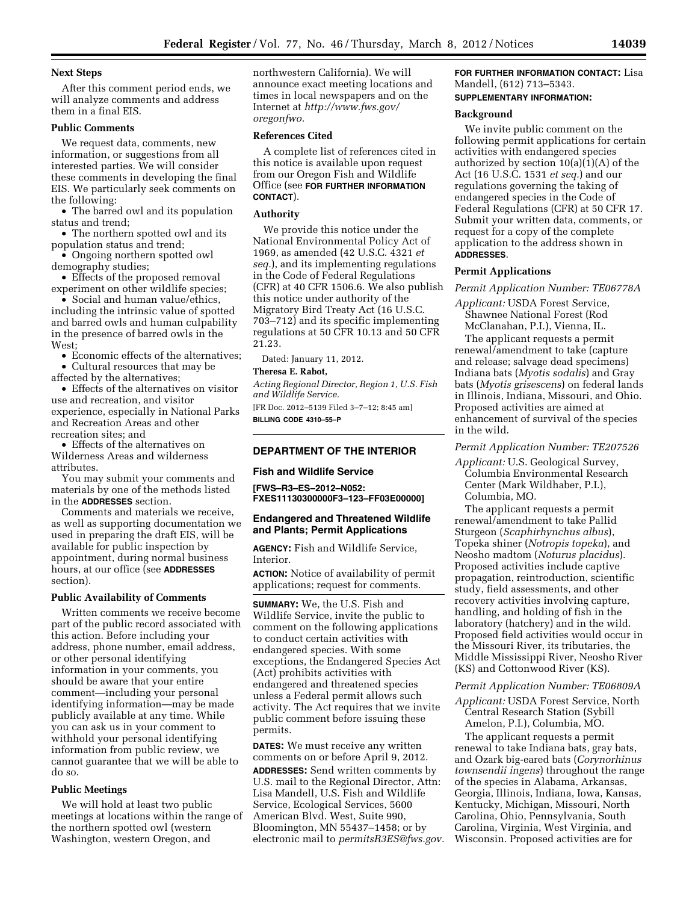### Next Steps

After this comment period ends, we will analyze comments and address them in a final EIS.

### Public Comments

We request data, comments, new information, or suggestions from all interested parties. We will consider these comments in developing the final EIS. We particularly seek comments on the following:

- The barred owl and its population status and trend;
- The northern spotted owl and its population status and trend;
- Ongoing northern spotted owl demography studies;
- Effects of the proposed removal experiment on other wildlife species;
- Social and human value/ethics, including the intrinsic value of spotted and barred owls and human culpability in the presence of barred owls in the West;
- Economic effects of the alternatives;
- Cultural resources that may be affected by the alternatives;
- Effects of the alternatives on visitor use and recreation, and visitor experience, especially in National Parks and Recreation Areas and other recreation sites; and
- Effects of the alternatives on Wilderness Areas and wilderness attributes.

You may submit your comments and materials by one of the methods listed in the **ADDRESSES** section.

Comments and materials we receive, as well as supporting documentation we used in preparing the draft EIS, will be available for public inspection by appointment, during normal business hours, at our office (see **ADDRESSES** section).

### Public Availability of Comments

Written comments we receive become part of the public record associated with this action. Before including your address, phone number, email address, or other personal identifying information in your comments, you should be aware that your entire comment—including your personal identifying information—may be made publicly available at any time. While you can ask us in your comment to withhold your personal identifying information from public review, we cannot guarantee that we will be able to do so.

### Public Meetings

We will hold at least two public meetings at locations within the range of the northern spotted owl (western Washington, western Oregon, and northwestern California). We will announce exact meeting locations and times in local newspapers and on the Internet at *http://www.fws.gov/oregonfwo.*

### References Cited

A complete list of references cited in this notice is available upon request from our Oregon Fish and Wildlife Office (see **FOR FURTHER INFORMATION CONTACT**).

### Authority

We provide this notice under the National Environmental Policy Act of 1969, as amended (42 U.S.C. 4321 *et seq.*), and its implementing regulations in the Code of Federal Regulations (CFR) at 40 CFR 1506.6. We also publish this notice under authority of the Migratory Bird Treaty Act (16 U.S.C. 703–712) and its specific implementing regulations at 50 CFR 10.13 and 50 CFR 21.23.

Dated: January 11, 2012.

**Theresa E. Rabot,**

*Acting Regional Director, Region 1, U.S. Fish and Wildlife Service.*

[FR Doc. 2012–5139 Filed 3–7–12; 8:45 am]

**BILLING CODE 4310–55–P**

---

## DEPARTMENT OF THE INTERIOR

### Fish and Wildlife Service

**[FWS–R3–ES–2012–N052: FXES11130300000F3–123–FF03E00000]**

### Endangered and Threatened Wildlife and Plants; Permit Applications

**AGENCY:** Fish and Wildlife Service, Interior.

**ACTION:** Notice of availability of permit applications; request for comments.

**SUMMARY:** We, the U.S. Fish and Wildlife Service, invite the public to comment on the following applications to conduct certain activities with endangered species. With some exceptions, the Endangered Species Act (Act) prohibits activities with endangered and threatened species unless a Federal permit allows such activity. The Act requires that we invite public comment before issuing these permits.

**DATES:** We must receive any written comments on or before April 9, 2012.

**ADDRESSES:** Send written comments by U.S. mail to the Regional Director, Attn: Lisa Mandell, U.S. Fish and Wildlife Service, Ecological Services, 5600 American Blvd. West, Suite 990, Bloomington, MN 55437–1458; or by electronic mail to *permitsR3ES@fws.gov.*

**FOR FURTHER INFORMATION CONTACT:** Lisa Mandell, (612) 713–5343.

**SUPPLEMENTARY INFORMATION:**

### Background

We invite public comment on the following permit applications for certain activities with endangered species authorized by section 10(a)(1)(A) of the Act (16 U.S.C. 1531 *et seq.*) and our regulations governing the taking of endangered species in the Code of Federal Regulations (CFR) at 50 CFR 17. Submit your written data, comments, or request for a copy of the complete application to the address shown in **ADDRESSES**.

### Permit Applications

*Permit Application Number: TE06778A*

*Applicant:* USDA Forest Service, Shawnee National Forest (Rod McClanahan, P.I.), Vienna, IL.

The applicant requests a permit renewal/amendment to take (capture and release; salvage dead specimens) Indiana bats (*Myotis sodalis*) and Gray bats (*Myotis grisescens*) on federal lands in Illinois, Indiana, Missouri, and Ohio. Proposed activities are aimed at enhancement of survival of the species in the wild.

*Permit Application Number: TE207526*

*Applicant:* U.S. Geological Survey, Columbia Environmental Research Center (Mark Wildhaber, P.I.), Columbia, MO.

The applicant requests a permit renewal/amendment to take Pallid Sturgeon (*Scaphirhynchus albus*), Topeka shiner (*Notropis topeka*), and Neosho madtom (*Noturus placidus*). Proposed activities include captive propagation, reintroduction, scientific study, field assessments, and other recovery activities involving capture, handling, and holding of fish in the laboratory (hatchery) and in the wild. Proposed field activities would occur in the Missouri River, its tributaries, the Middle Mississippi River, Neosho River (KS) and Cottonwood River (KS).

*Permit Application Number: TE06809A*

*Applicant:* USDA Forest Service, North Central Research Station (Sybill Amelon, P.I.), Columbia, MO.

The applicant requests a permit renewal to take Indiana bats, gray bats, and Ozark big-eared bats (*Corynorhinus townsendii ingens*) throughout the range of the species in Alabama, Arkansas, Georgia, Illinois, Indiana, Iowa, Kansas, Kentucky, Michigan, Missouri, North Carolina, Ohio, Pennsylvania, South Carolina, Virginia, West Virginia, and Wisconsin. Proposed activities are for